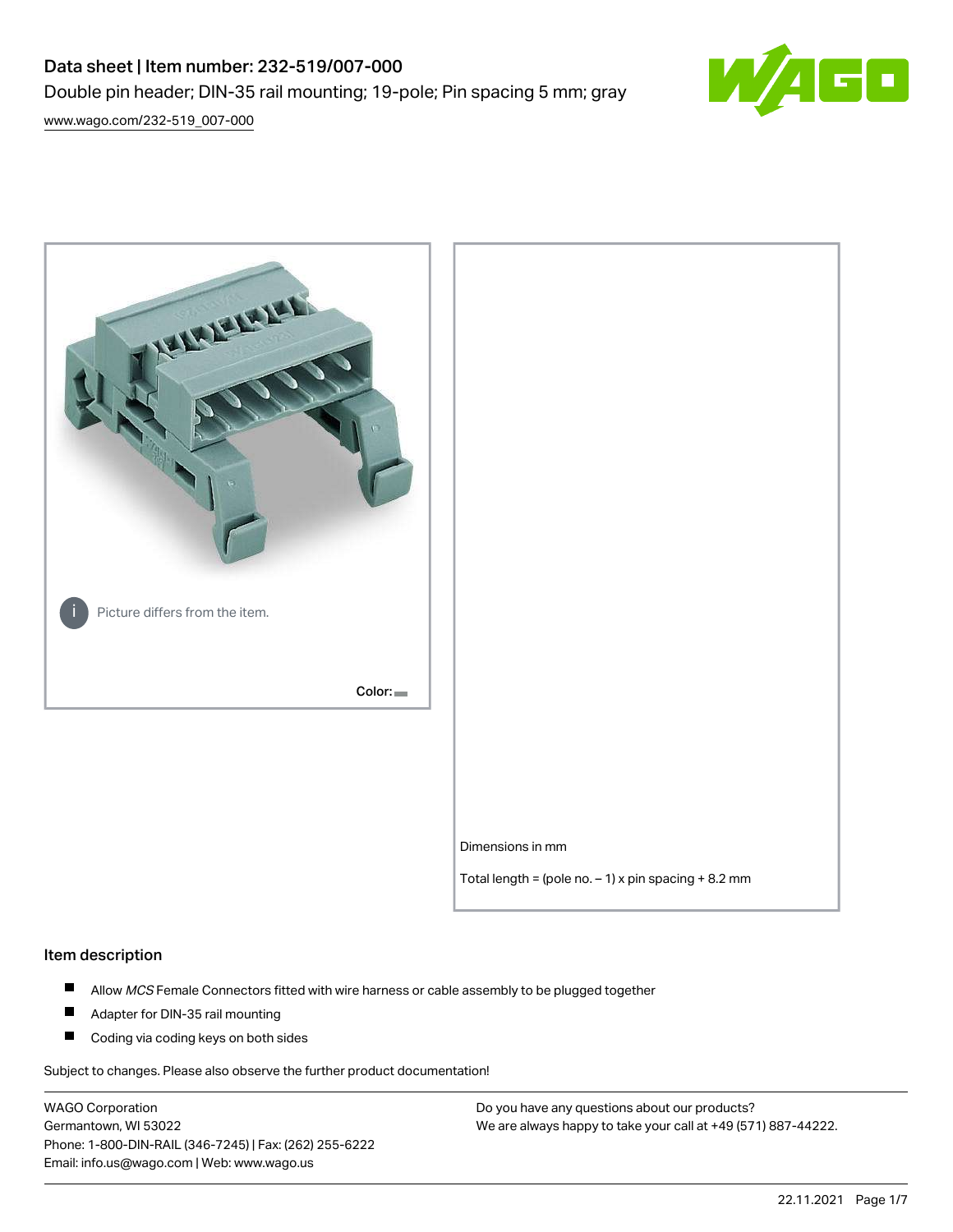# Data sheet | Item number: 232-519/007-000

Double pin header; DIN-35 rail mounting; 19-pole; Pin spacing 5 mm; gray

www.wago.com/232-519_007-000

Picture differs from the item.

Color:

Dimensions in mm

Total length = (pole no. – 1) x pin spacing + 8.2 mm

## Item description

- Allow *MCS* Female Connectors fitted with wire harness or cable assembly to be plugged together
- Adapter for DIN-35 rail mounting
- Coding via coding keys on both sides

Subject to changes. Please also observe the further product documentation!

WAGO Corporation
Germantown, WI 53022
Phone: 1-800-DIN-RAIL (346-7245) | Fax: (262) 255-6222
Email: info.us@wago.com | Web: www.wago.us

Do you have any questions about our products?
We are always happy to take your call at +49 (571) 887-44222.

22.11.2021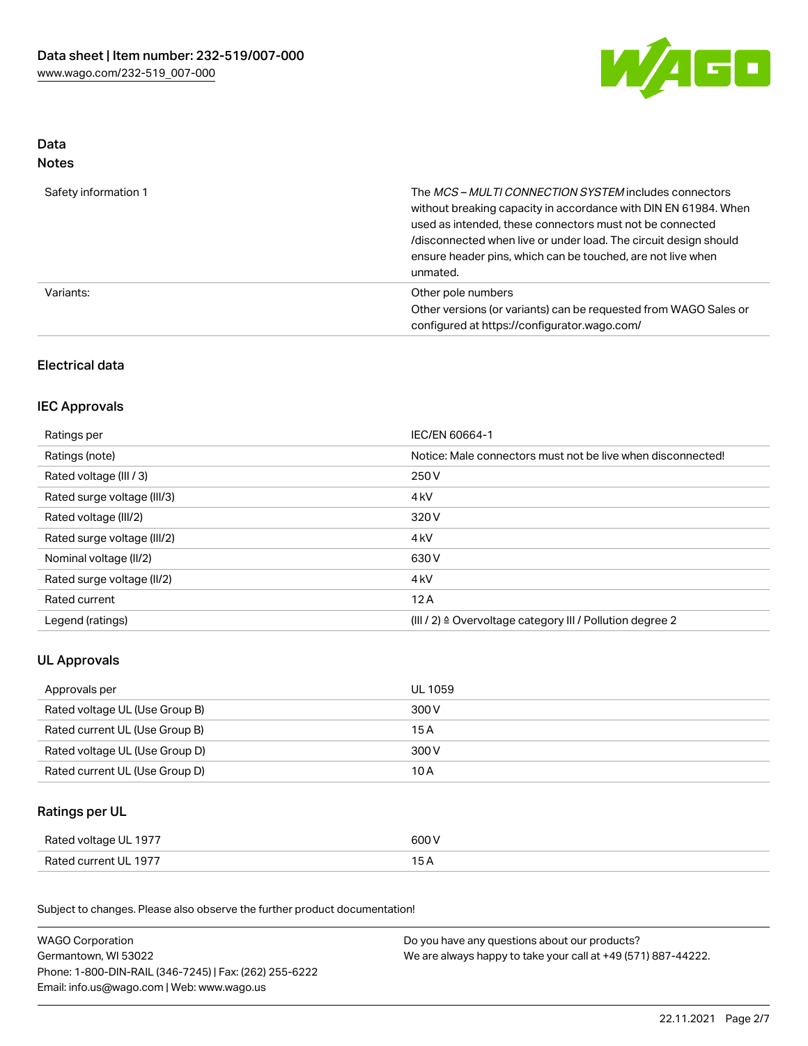## Data
### Notes

| | |
|---|---|
| Safety information 1 | The *MCS – MULTI CONNECTION SYSTEM* includes connectors without breaking capacity in accordance with DIN EN 61984. When used as intended, these connectors must not be connected /disconnected when live or under load. The circuit design should ensure header pins, which can be touched, are not live when unmated. |
| Variants: | Other pole numbers<br>Other versions (or variants) can be requested from WAGO Sales or configured at https://configurator.wago.com/ |

## Electrical data

### IEC Approvals

| | |
|---|---|
| Ratings per | IEC/EN 60664-1 |
| Ratings (note) | Notice: Male connectors must not be live when disconnected! |
| Rated voltage (III / 3) | 250 V |
| Rated surge voltage (III/3) | 4 kV |
| Rated voltage (III/2) | 320 V |
| Rated surge voltage (III/2) | 4 kV |
| Nominal voltage (II/2) | 630 V |
| Rated surge voltage (II/2) | 4 kV |
| Rated current | 12 A |
| Legend (ratings) | (III / 2) ≙ Overvoltage category III / Pollution degree 2 |

### UL Approvals

| | |
|---|---|
| Approvals per | UL 1059 |
| Rated voltage UL (Use Group B) | 300 V |
| Rated current UL (Use Group B) | 15 A |
| Rated voltage UL (Use Group D) | 300 V |
| Rated current UL (Use Group D) | 10 A |

### Ratings per UL

| | |
|---|---|
| Rated voltage UL 1977 | 600 V |
| Rated current UL 1977 | 15 A |

Subject to changes. Please also observe the further product documentation!

WAGO Corporation
Germantown, WI 53022
Phone: 1-800-DIN-RAIL (346-7245) | Fax: (262) 255-6222
Email: info.us@wago.com | Web: www.wago.us

Do you have any questions about our products?
We are always happy to take your call at +49 (571) 887-44222.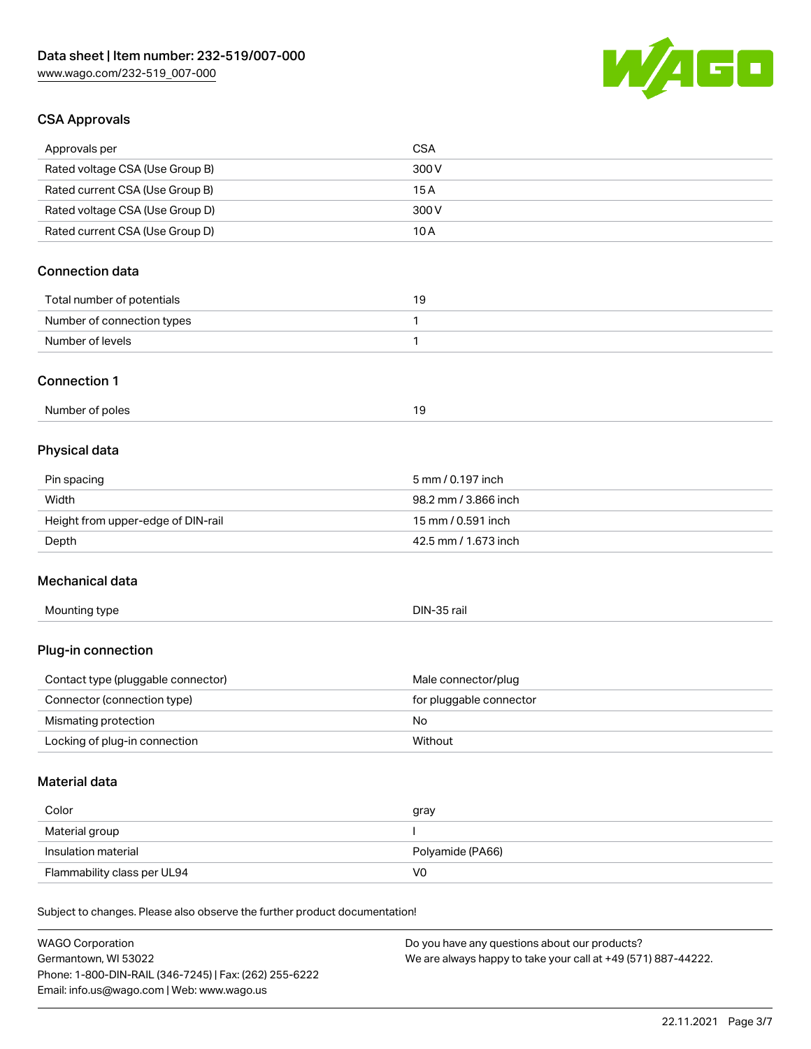## CSA Approvals

| | |
|---|---|
| Approvals per | CSA |
| Rated voltage CSA (Use Group B) | 300 V |
| Rated current CSA (Use Group B) | 15 A |
| Rated voltage CSA (Use Group D) | 300 V |
| Rated current CSA (Use Group D) | 10 A |

## Connection data

| | |
|---|---|
| Total number of potentials | 19 |
| Number of connection types | 1 |
| Number of levels | 1 |

## Connection 1

| | |
|---|---|
| Number of poles | 19 |

## Physical data

| | |
|---|---|
| Pin spacing | 5 mm / 0.197 inch |
| Width | 98.2 mm / 3.866 inch |
| Height from upper-edge of DIN-rail | 15 mm / 0.591 inch |
| Depth | 42.5 mm / 1.673 inch |

## Mechanical data

| | |
|---|---|
| Mounting type | DIN-35 rail |

## Plug-in connection

| | |
|---|---|
| Contact type (pluggable connector) | Male connector/plug |
| Connector (connection type) | for pluggable connector |
| Mismating protection | No |
| Locking of plug-in connection | Without |

## Material data

| | |
|---|---|
| Color | gray |
| Material group | I |
| Insulation material | Polyamide (PA66) |
| Flammability class per UL94 | V0 |

Subject to changes. Please also observe the further product documentation!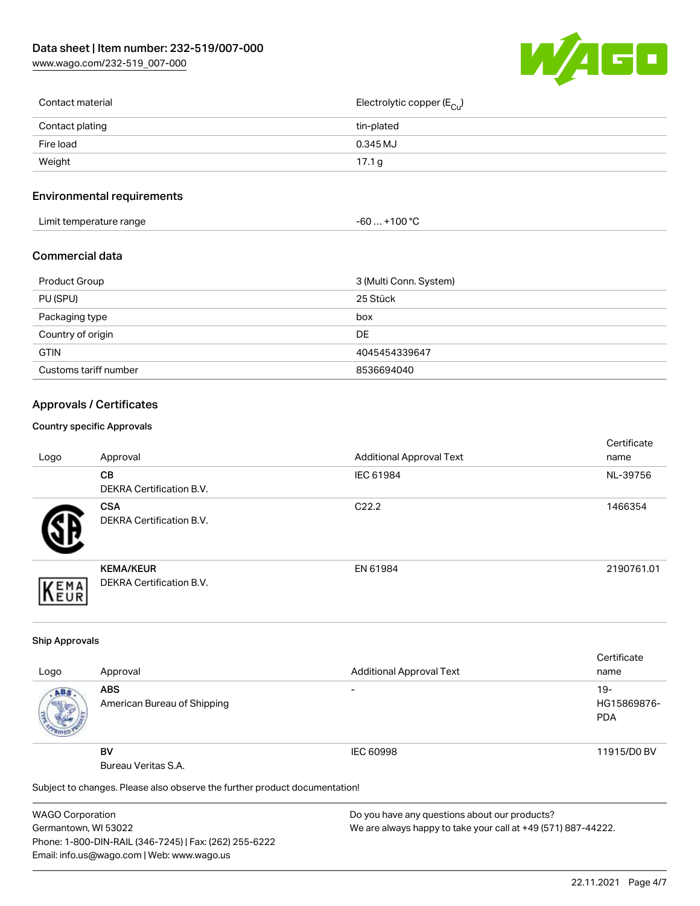| Contact material | Electrolytic copper ($E_{Cu}$) |
| --- | --- |
| Contact plating | tin-plated |
| Fire load | 0.345 MJ |
| Weight | 17.1 g |

## Environmental requirements

| Limit temperature range | -60 … +100 °C |
| --- | --- |

## Commercial data

| Product Group | 3 (Multi Conn. System) |
| --- | --- |
| PU (SPU) | 25 Stück |
| Packaging type | box |
| Country of origin | DE |
| GTIN | 4045454339647 |
| Customs tariff number | 8536694040 |

## Approvals / Certificates

### Country specific Approvals

| Logo | Approval | Additional Approval Text | Certificate name |
| --- | --- | --- | --- |
| | **CB** DEKRA Certification B.V. | IEC 61984 | NL-39756 |
| | **CSA** DEKRA Certification B.V. | C22.2 | 1466354 |
| | **KEMA/KEUR** DEKRA Certification B.V. | EN 61984 | 2190761.01 |

### Ship Approvals

| Logo | Approval | Additional Approval Text | Certificate name |
| --- | --- | --- | --- |
| | **ABS** American Bureau of Shipping | - | 19-HG15869876-PDA |
| | **BV** Bureau Veritas S.A. | IEC 60998 | 11915/D0 BV |

Subject to changes. Please also observe the further product documentation!

WAGO Corporation
Germantown, WI 53022
Phone: 1-800-DIN-RAIL (346-7245) | Fax: (262) 255-6222
Email: info.us@wago.com | Web: www.wago.us

Do you have any questions about our products?
We are always happy to take your call at +49 (571) 887-44222.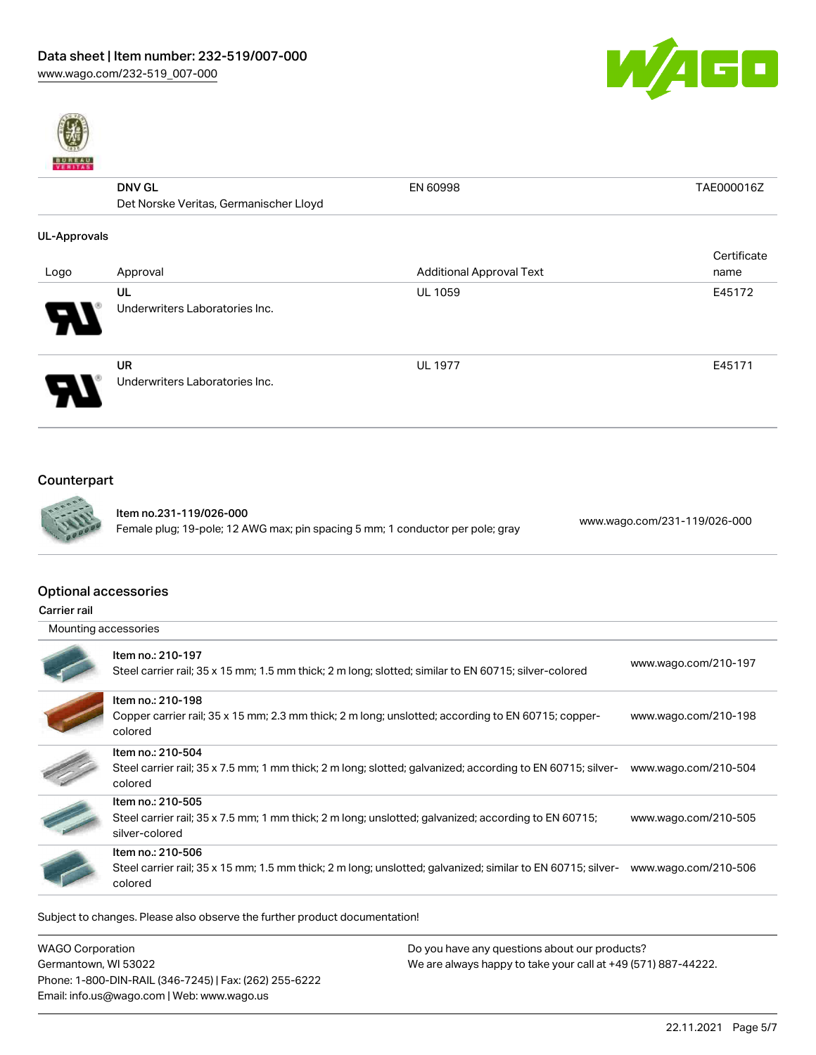| | Approval | Additional Approval Text | Certificate name |
|---|---|---|---|
| | DNV GL<br>Det Norske Veritas, Germanischer Lloyd | EN 60998 | TAE000016Z |

**UL-Approvals**

| Logo | Approval | Additional Approval Text | Certificate name |
|---|---|---|---|
| | UL<br>Underwriters Laboratories Inc. | UL 1059 | E45172 |
| | UR<br>Underwriters Laboratories Inc. | UL 1977 | E45171 |

## Counterpart

| | | |
|---|---|---|
| | Item no.231-119/026-000<br>Female plug; 19-pole; 12 AWG max; pin spacing 5 mm; 1 conductor per pole; gray | www.wago.com/231-119/026-000 |

## Optional accessories

**Carrier rail**

Mounting accessories

| | | |
|---|---|---|
| | Item no.: 210-197<br>Steel carrier rail; 35 x 15 mm; 1.5 mm thick; 2 m long; slotted; similar to EN 60715; silver-colored | www.wago.com/210-197 |
| | Item no.: 210-198<br>Copper carrier rail; 35 x 15 mm; 2.3 mm thick; 2 m long; unslotted; according to EN 60715; copper-colored | www.wago.com/210-198 |
| | Item no.: 210-504<br>Steel carrier rail; 35 x 7.5 mm; 1 mm thick; 2 m long; slotted; galvanized; according to EN 60715; silver-colored | www.wago.com/210-504 |
| | Item no.: 210-505<br>Steel carrier rail; 35 x 7.5 mm; 1 mm thick; 2 m long; unslotted; galvanized; according to EN 60715; silver-colored | www.wago.com/210-505 |
| | Item no.: 210-506<br>Steel carrier rail; 35 x 15 mm; 1.5 mm thick; 2 m long; unslotted; galvanized; similar to EN 60715; silver-colored | www.wago.com/210-506 |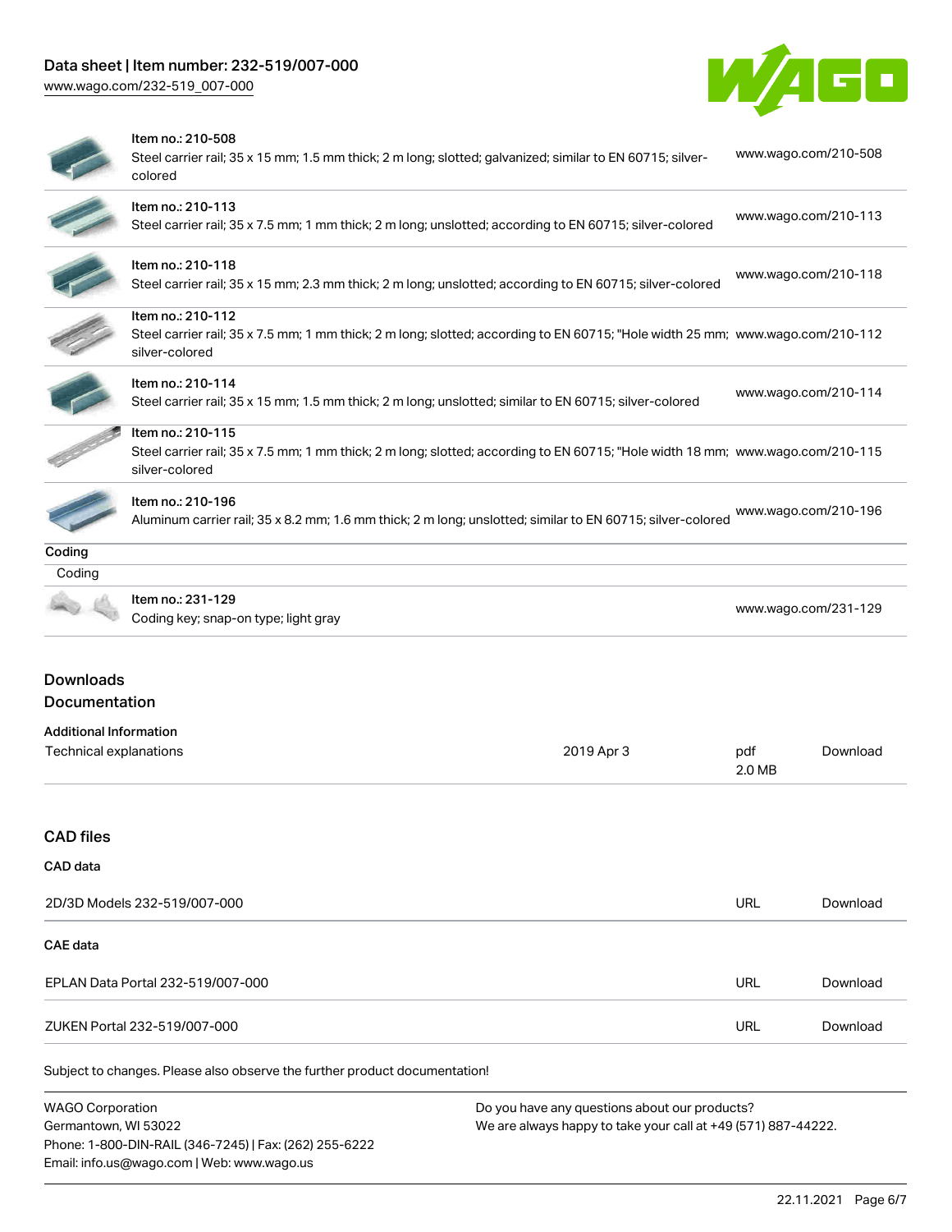| | | |
|---|---|---|
| | Item no.: 210-508<br>Steel carrier rail; 35 x 15 mm; 1.5 mm thick; 2 m long; slotted; galvanized; similar to EN 60715; silver-colored | www.wago.com/210-508 |
| | Item no.: 210-113<br>Steel carrier rail; 35 x 7.5 mm; 1 mm thick; 2 m long; unslotted; according to EN 60715; silver-colored | www.wago.com/210-113 |
| | Item no.: 210-118<br>Steel carrier rail; 35 x 15 mm; 2.3 mm thick; 2 m long; unslotted; according to EN 60715; silver-colored | www.wago.com/210-118 |
| | Item no.: 210-112<br>Steel carrier rail; 35 x 7.5 mm; 1 mm thick; 2 m long; slotted; according to EN 60715; "Hole width 25 mm; silver-colored | www.wago.com/210-112 |
| | Item no.: 210-114<br>Steel carrier rail; 35 x 15 mm; 1.5 mm thick; 2 m long; unslotted; similar to EN 60715; silver-colored | www.wago.com/210-114 |
| | Item no.: 210-115<br>Steel carrier rail; 35 x 7.5 mm; 1 mm thick; 2 m long; slotted; according to EN 60715; "Hole width 18 mm; silver-colored | www.wago.com/210-115 |
| | Item no.: 210-196<br>Aluminum carrier rail; 35 x 8.2 mm; 1.6 mm thick; 2 m long; unslotted; similar to EN 60715; silver-colored | www.wago.com/210-196 |

**Coding**

Coding

| | | |
|---|---|---|
| | Item no.: 231-129<br>Coding key; snap-on type; light gray | www.wago.com/231-129 |

## Downloads

## Documentation

**Additional Information**

| | | | |
|---|---|---|---|
| Technical explanations | 2019 Apr 3 | pdf<br>2.0 MB | Download |

## CAD files

**CAD data**

| | | |
|---|---|---|
| 2D/3D Models 232-519/007-000 | URL | Download |

**CAE data**

| | | |
|---|---|---|
| EPLAN Data Portal 232-519/007-000 | URL | Download |
| ZUKEN Portal 232-519/007-000 | URL | Download |

Subject to changes. Please also observe the further product documentation!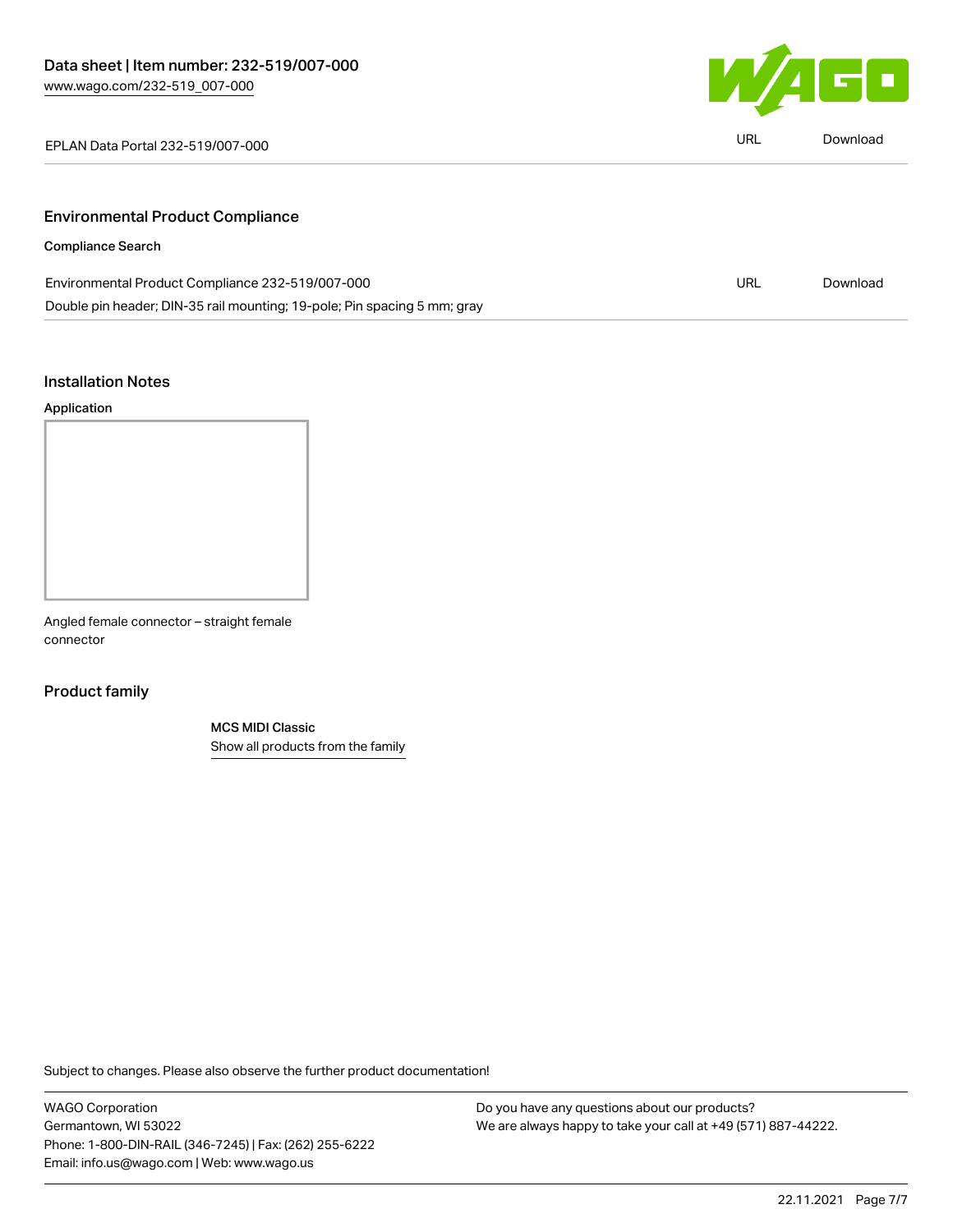EPLAN Data Portal 232-519/007-000 | URL | Download

## Environmental Product Compliance

### Compliance Search

| | | |
|---|---|---|
| Environmental Product Compliance 232-519/007-000<br>Double pin header; DIN-35 rail mounting; 19-pole; Pin spacing 5 mm; gray | URL | Download |

## Installation Notes

### Application

Angled female connector – straight female connector

## Product family

**MCS MIDI Classic**
Show all products from the family

Subject to changes. Please also observe the further product documentation!

WAGO Corporation
Germantown, WI 53022
Phone: 1-800-DIN-RAIL (346-7245) | Fax: (262) 255-6222
Email: info.us@wago.com | Web: www.wago.us

Do you have any questions about our products?
We are always happy to take your call at +49 (571) 887-44222.

22.11.2021